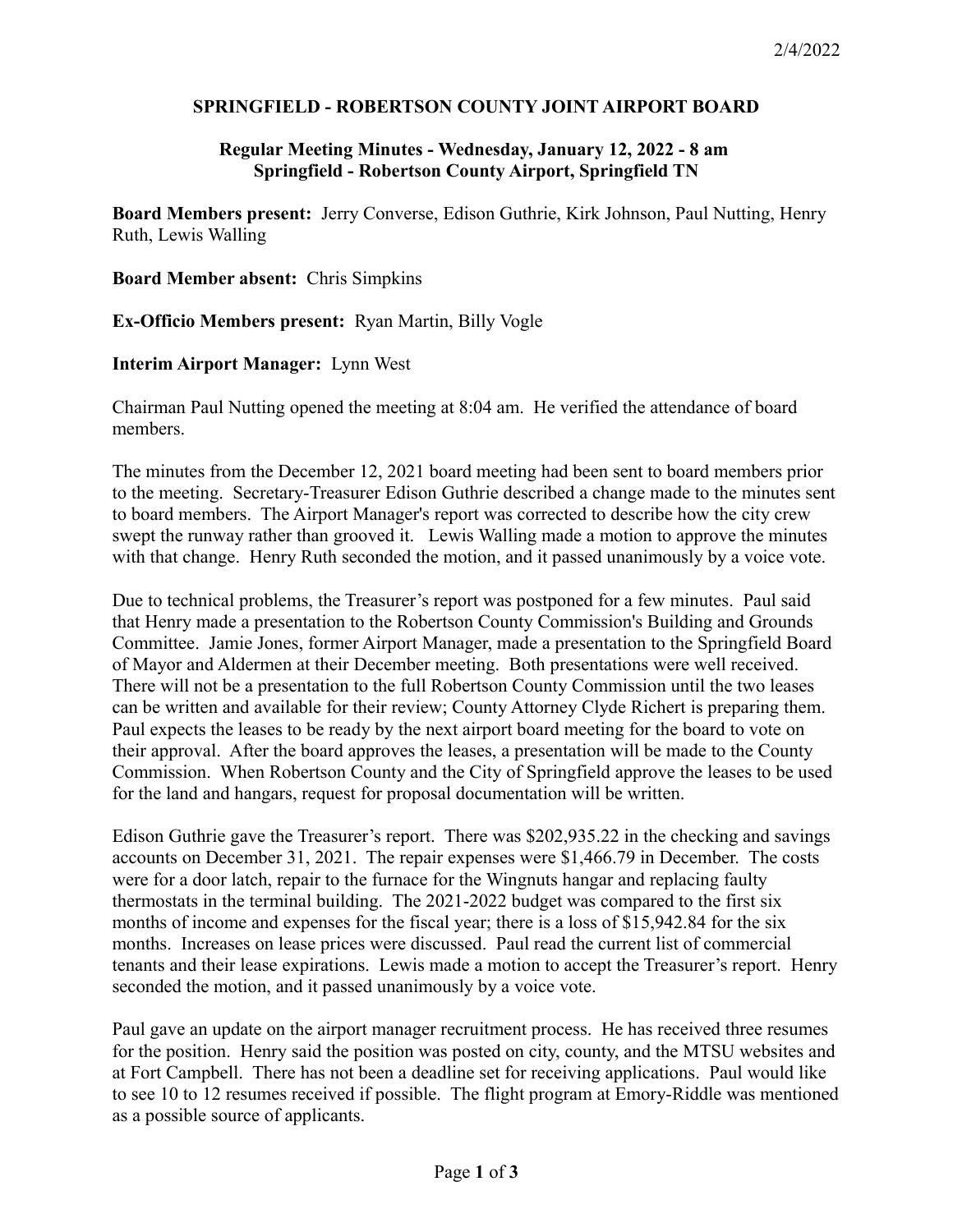2/4/2022

# SPRINGFIELD - ROBERTSON COUNTY JOINT AIRPORT BOARD

## Regular Meeting Minutes - Wednesday, January 12, 2022 - 8 am
## Springfield - Robertson County Airport, Springfield TN

**Board Members present:** Jerry Converse, Edison Guthrie, Kirk Johnson, Paul Nutting, Henry Ruth, Lewis Walling

**Board Member absent:** Chris Simpkins

**Ex-Officio Members present:** Ryan Martin, Billy Vogle

**Interim Airport Manager:** Lynn West

Chairman Paul Nutting opened the meeting at 8:04 am. He verified the attendance of board members.

The minutes from the December 12, 2021 board meeting had been sent to board members prior to the meeting. Secretary-Treasurer Edison Guthrie described a change made to the minutes sent to board members. The Airport Manager's report was corrected to describe how the city crew swept the runway rather than grooved it. Lewis Walling made a motion to approve the minutes with that change. Henry Ruth seconded the motion, and it passed unanimously by a voice vote.

Due to technical problems, the Treasurer's report was postponed for a few minutes. Paul said that Henry made a presentation to the Robertson County Commission's Building and Grounds Committee. Jamie Jones, former Airport Manager, made a presentation to the Springfield Board of Mayor and Aldermen at their December meeting. Both presentations were well received. There will not be a presentation to the full Robertson County Commission until the two leases can be written and available for their review; County Attorney Clyde Richert is preparing them. Paul expects the leases to be ready by the next airport board meeting for the board to vote on their approval. After the board approves the leases, a presentation will be made to the County Commission. When Robertson County and the City of Springfield approve the leases to be used for the land and hangars, request for proposal documentation will be written.

Edison Guthrie gave the Treasurer's report. There was $202,935.22 in the checking and savings accounts on December 31, 2021. The repair expenses were $1,466.79 in December. The costs were for a door latch, repair to the furnace for the Wingnuts hangar and replacing faulty thermostats in the terminal building. The 2021-2022 budget was compared to the first six months of income and expenses for the fiscal year; there is a loss of $15,942.84 for the six months. Increases on lease prices were discussed. Paul read the current list of commercial tenants and their lease expirations. Lewis made a motion to accept the Treasurer's report. Henry seconded the motion, and it passed unanimously by a voice vote.

Paul gave an update on the airport manager recruitment process. He has received three resumes for the position. Henry said the position was posted on city, county, and the MTSU websites and at Fort Campbell. There has not been a deadline set for receiving applications. Paul would like to see 10 to 12 resumes received if possible. The flight program at Emory-Riddle was mentioned as a possible source of applicants.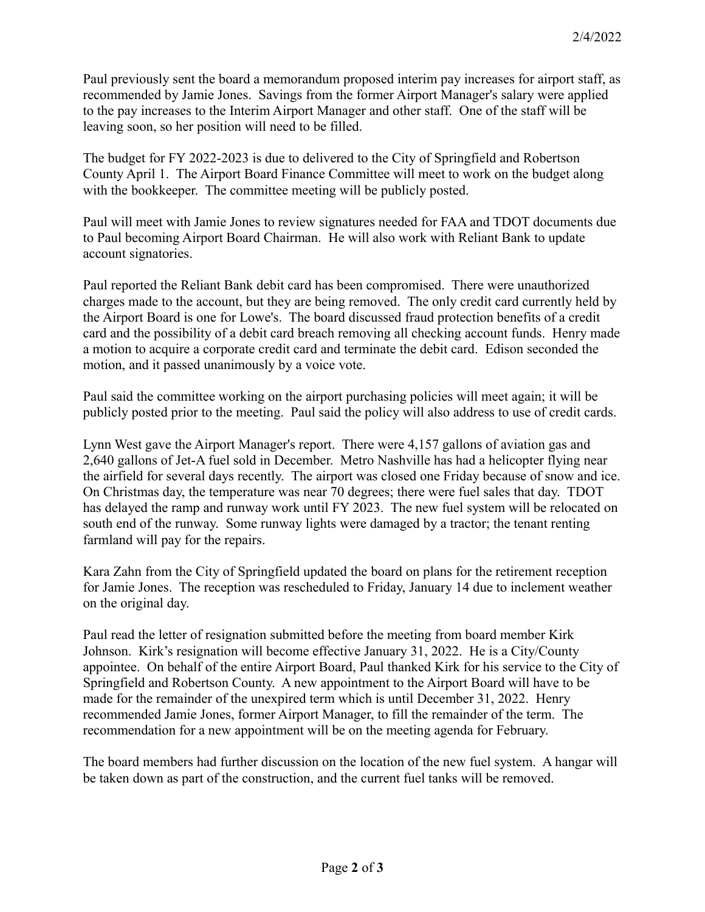Paul previously sent the board a memorandum proposed interim pay increases for airport staff, as recommended by Jamie Jones. Savings from the former Airport Manager's salary were applied to the pay increases to the Interim Airport Manager and other staff. One of the staff will be leaving soon, so her position will need to be filled.

The budget for FY 2022-2023 is due to delivered to the City of Springfield and Robertson County April 1. The Airport Board Finance Committee will meet to work on the budget along with the bookkeeper. The committee meeting will be publicly posted.

Paul will meet with Jamie Jones to review signatures needed for FAA and TDOT documents due to Paul becoming Airport Board Chairman. He will also work with Reliant Bank to update account signatories.

Paul reported the Reliant Bank debit card has been compromised. There were unauthorized charges made to the account, but they are being removed. The only credit card currently held by the Airport Board is one for Lowe's. The board discussed fraud protection benefits of a credit card and the possibility of a debit card breach removing all checking account funds. Henry made a motion to acquire a corporate credit card and terminate the debit card. Edison seconded the motion, and it passed unanimously by a voice vote.

Paul said the committee working on the airport purchasing policies will meet again; it will be publicly posted prior to the meeting. Paul said the policy will also address to use of credit cards.

Lynn West gave the Airport Manager's report. There were 4,157 gallons of aviation gas and 2,640 gallons of Jet-A fuel sold in December. Metro Nashville has had a helicopter flying near the airfield for several days recently. The airport was closed one Friday because of snow and ice. On Christmas day, the temperature was near 70 degrees; there were fuel sales that day. TDOT has delayed the ramp and runway work until FY 2023. The new fuel system will be relocated on south end of the runway. Some runway lights were damaged by a tractor; the tenant renting farmland will pay for the repairs.

Kara Zahn from the City of Springfield updated the board on plans for the retirement reception for Jamie Jones. The reception was rescheduled to Friday, January 14 due to inclement weather on the original day.

Paul read the letter of resignation submitted before the meeting from board member Kirk Johnson. Kirk's resignation will become effective January 31, 2022. He is a City/County appointee. On behalf of the entire Airport Board, Paul thanked Kirk for his service to the City of Springfield and Robertson County. A new appointment to the Airport Board will have to be made for the remainder of the unexpired term which is until December 31, 2022. Henry recommended Jamie Jones, former Airport Manager, to fill the remainder of the term. The recommendation for a new appointment will be on the meeting agenda for February.

The board members had further discussion on the location of the new fuel system. A hangar will be taken down as part of the construction, and the current fuel tanks will be removed.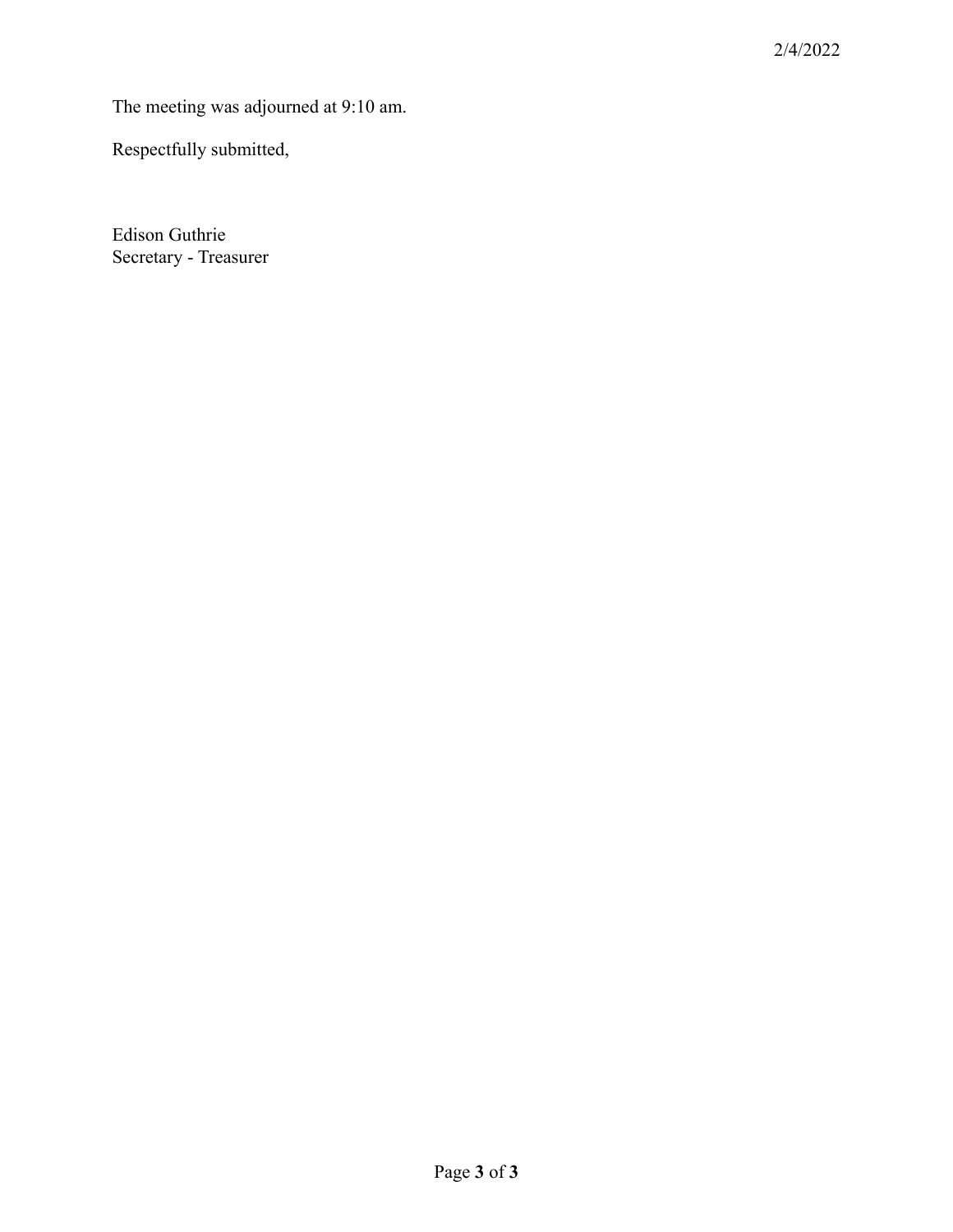The meeting was adjourned at 9:10 am.

Respectfully submitted,

Edison Guthrie
Secretary - Treasurer